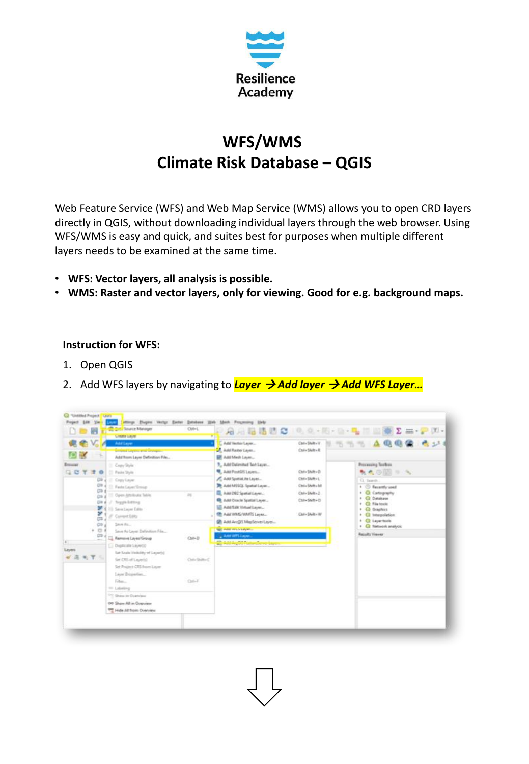Resilience Academy

# WFS/WMS
# Climate Risk Database – QGIS

Web Feature Service (WFS) and Web Map Service (WMS) allows you to open CRD layers directly in QGIS, without downloading individual layers through the web browser. Using WFS/WMS is easy and quick, and suites best for purposes when multiple different layers needs to be examined at the same time.

- **WFS: Vector layers, all analysis is possible.**
- **WMS: Raster and vector layers, only for viewing. Good for e.g. background maps.**

**Instruction for WFS:**

1. Open QGIS
2. Add WFS layers by navigating to ***Layer → Add layer → Add WFS Layer…***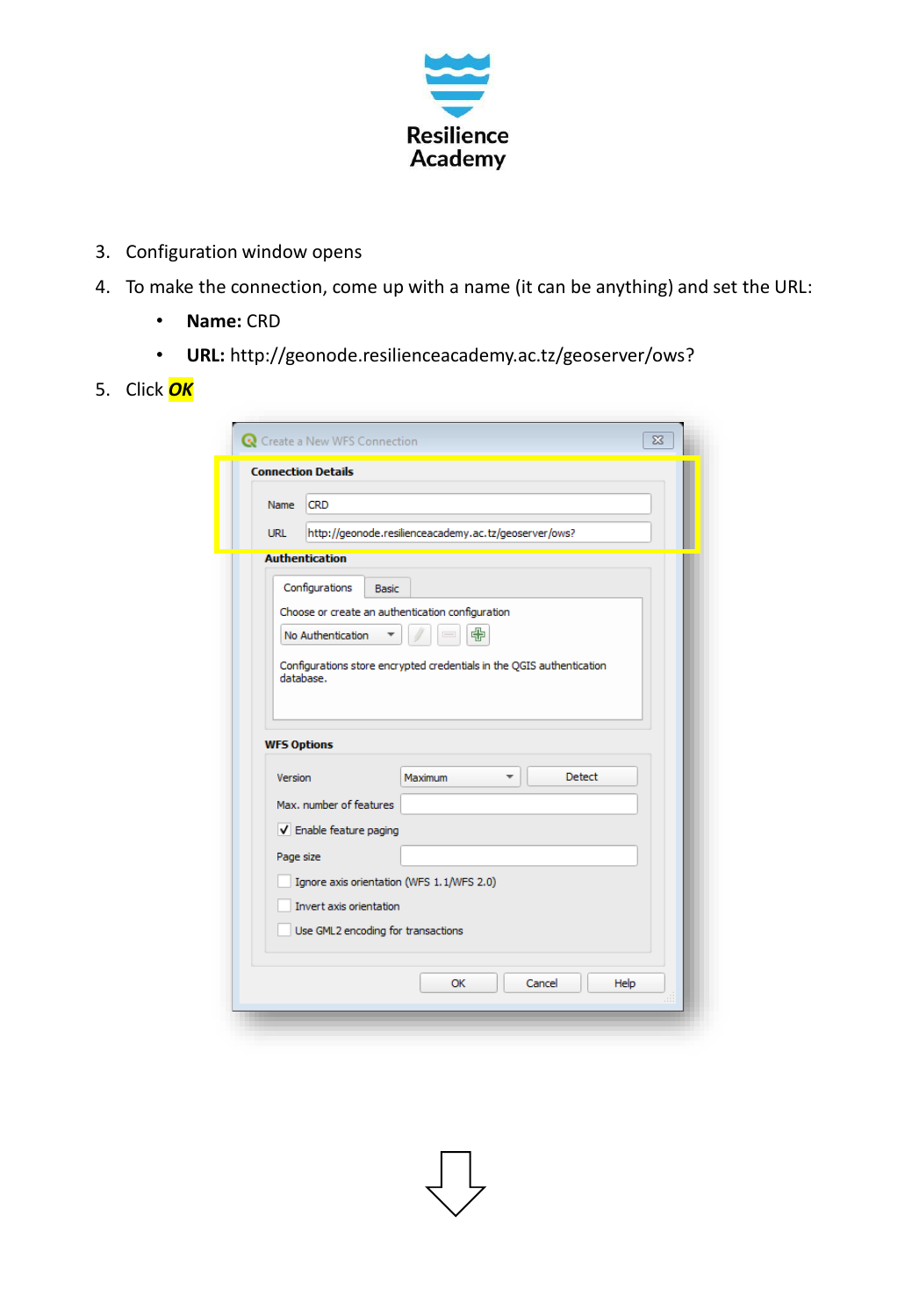3. Configuration window opens
4. To make the connection, come up with a name (it can be anything) and set the URL:
   - **Name:** CRD
   - **URL:** http://geonode.resilienceacademy.ac.tz/geoserver/ows?
5. Click ***OK***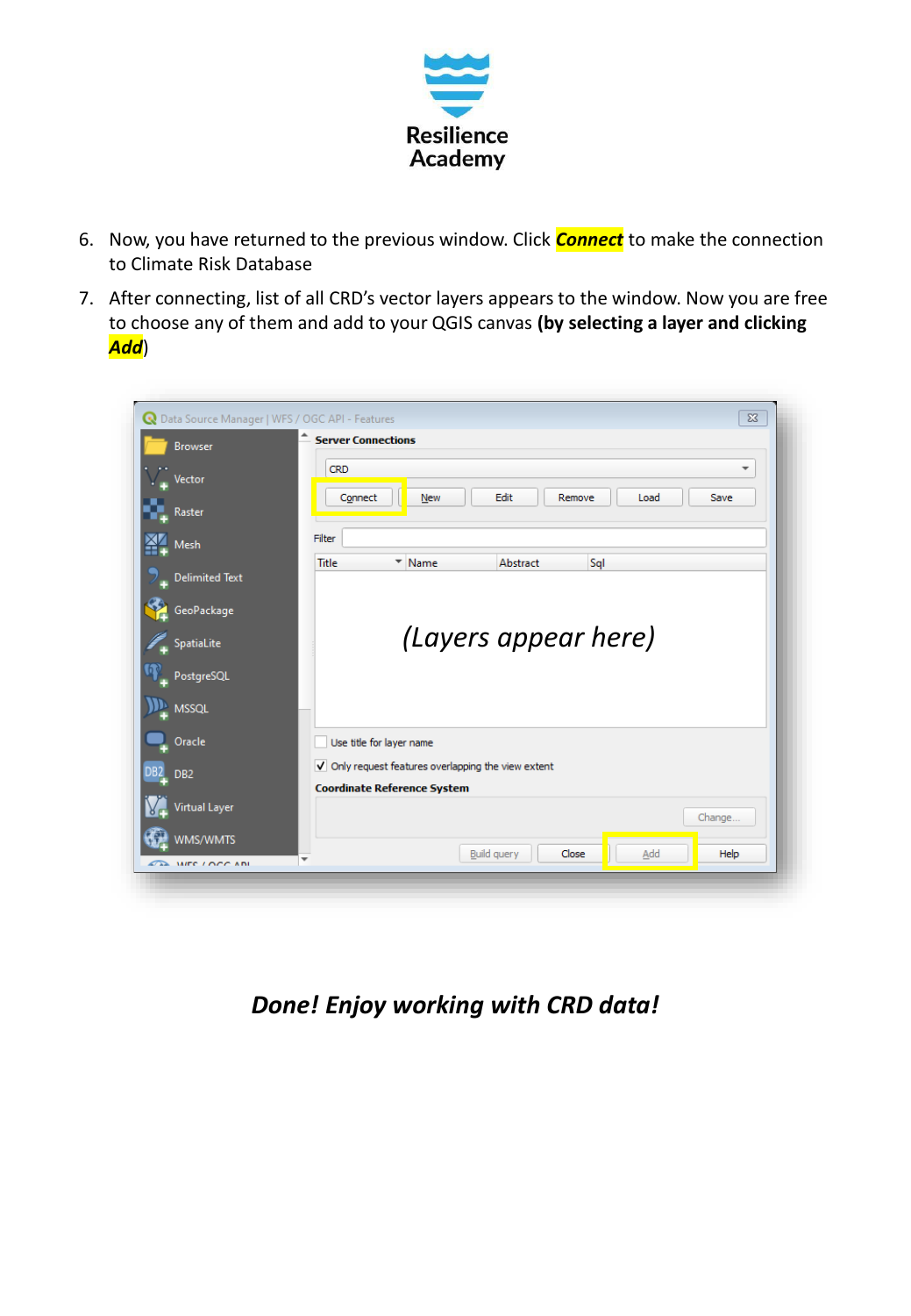6. Now, you have returned to the previous window. Click ***Connect*** to make the connection to Climate Risk Database
7. After connecting, list of all CRD's vector layers appears to the window. Now you are free to choose any of them and add to your QGIS canvas **(by selecting a layer and clicking *Add*)**

***Done! Enjoy working with CRD data!***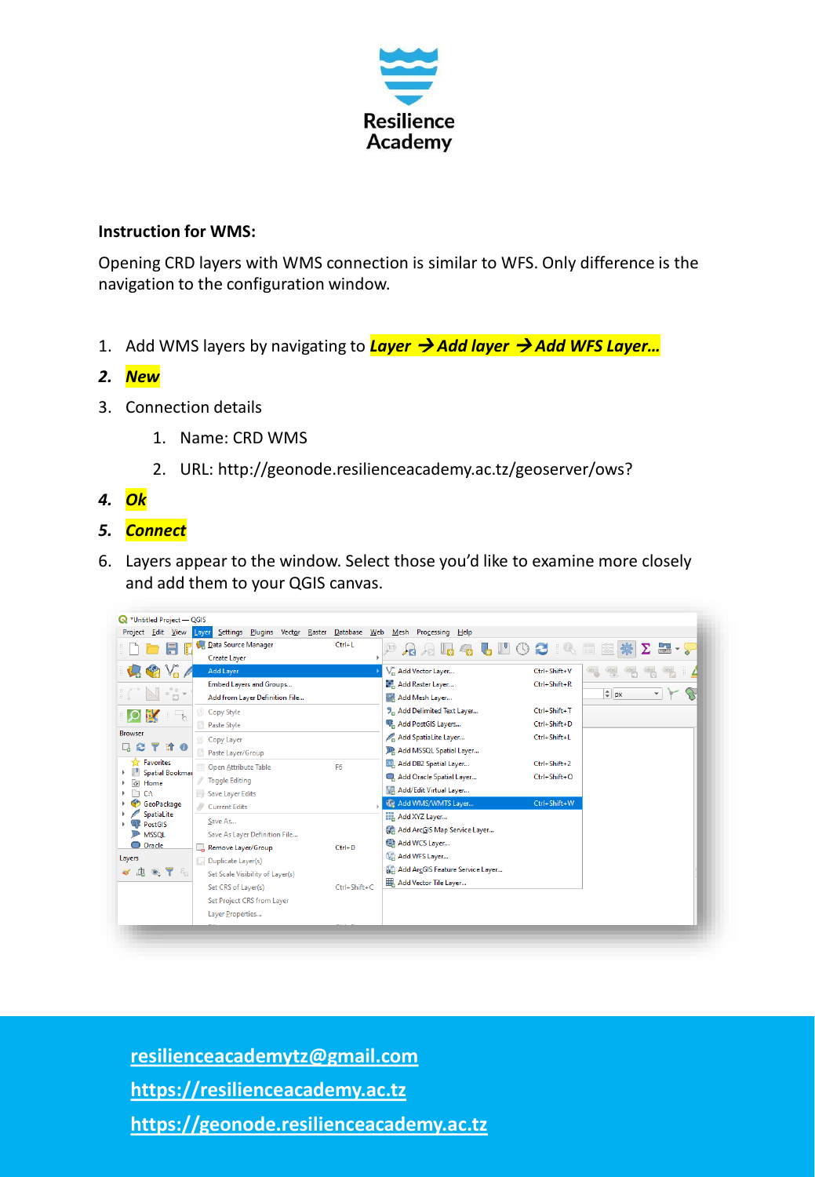**Instruction for WMS:**

Opening CRD layers with WMS connection is similar to WFS. Only difference is the navigation to the configuration window.

1. Add WMS layers by navigating to ***Layer → Add layer → Add WFS Layer…***
2. ***New***
3. Connection details
    1. Name: CRD WMS
    2. URL: http://geonode.resilienceacademy.ac.tz/geoserver/ows?
4. ***Ok***
5. ***Connect***
6. Layers appear to the window. Select those you'd like to examine more closely and add them to your QGIS canvas.

resilienceacademytz@gmail.com

https://resilienceacademy.ac.tz

https://geonode.resilienceacademy.ac.tz